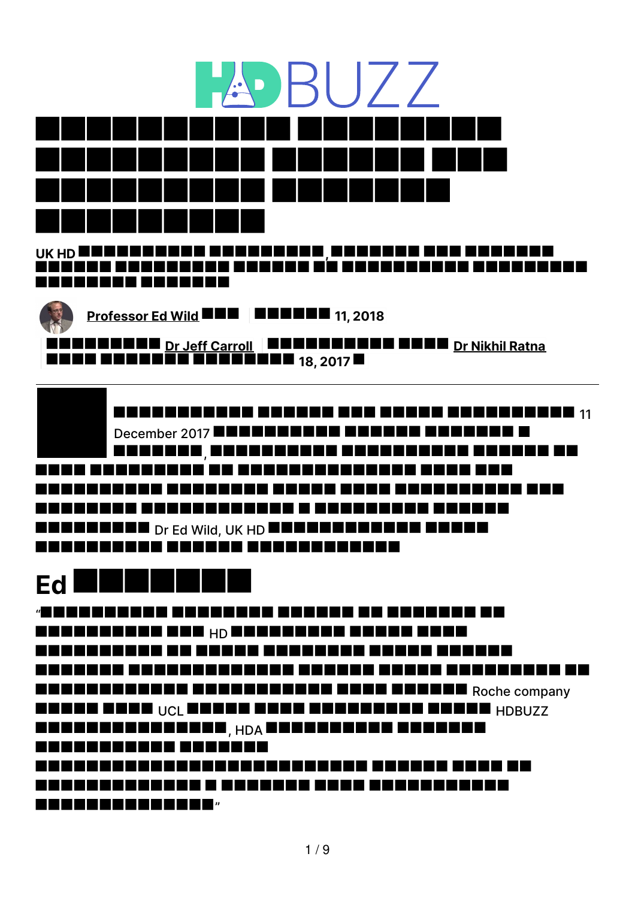HDBUZZ

UK HD

**Professor Ed Wild** | 11, 2018

**Dr Jeff Carroll** | **Dr Nikhil Ratna** 18, 2017

11 December 2017 , Dr Ed Wild, UK HD

## Ed

"HD Roche company UCL HDBUZZ , HDA "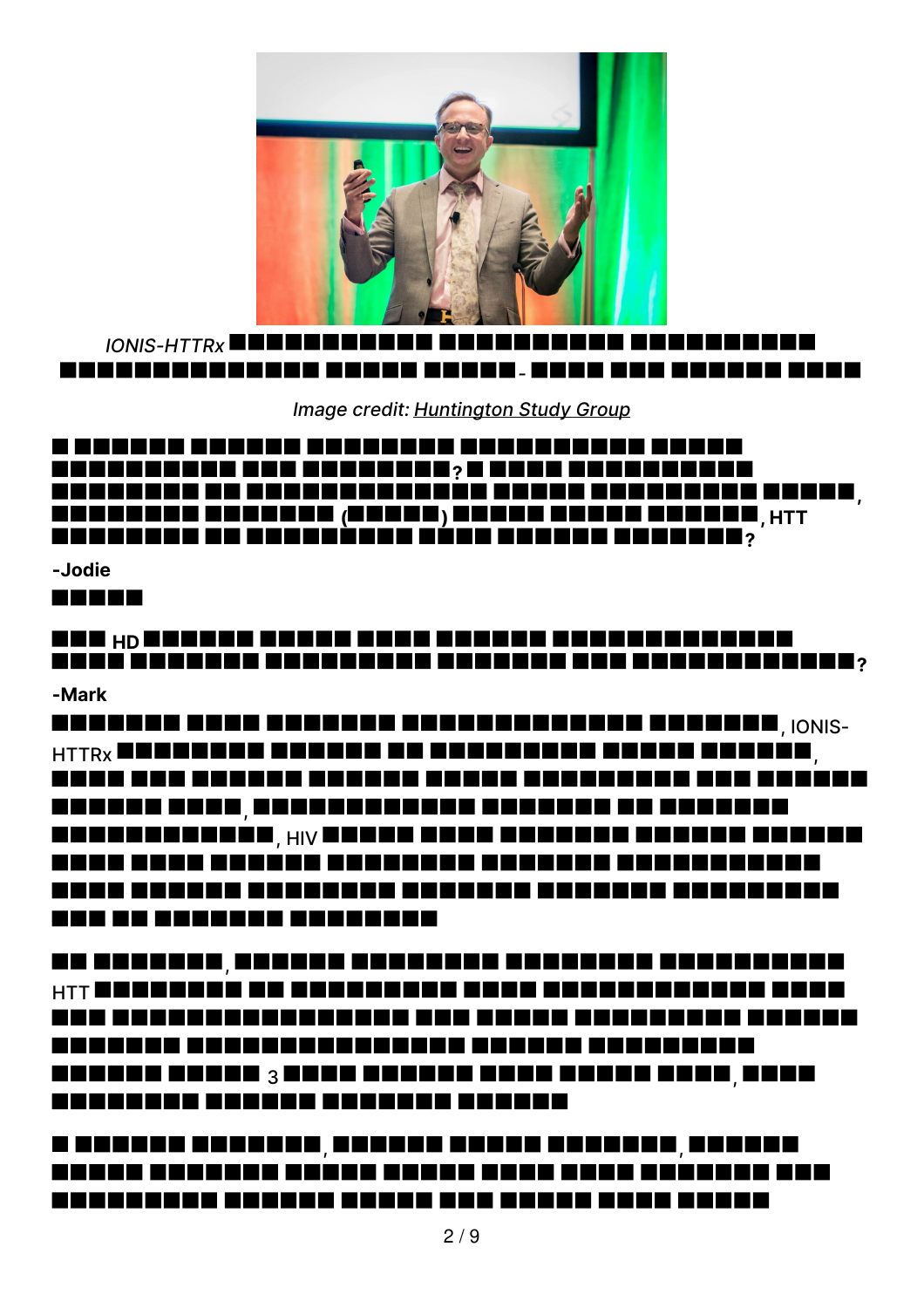*IONIS-HTTRx* -

*Image credit: Huntington Study Group*

**? , ( ) , HTT ?**

**-Jodie**

**HD ?**

**-Mark**

, IONIS-HTTRx , , , HIV

, HTT 3 ,

, ,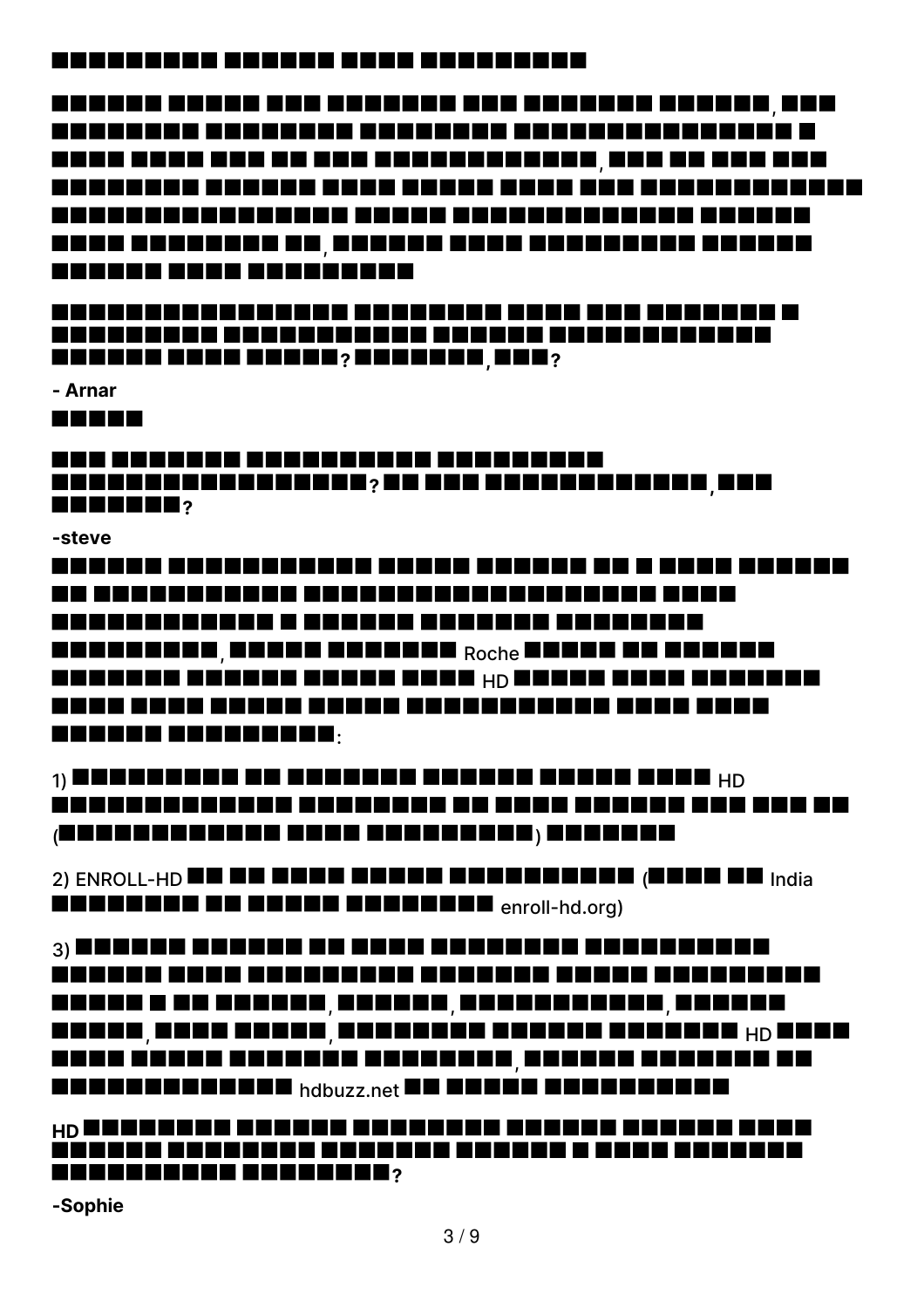**█████ █████ █████**

█████, █████, █████, █████ █████

**█████? █████, █████?**

**- Arnar**

**█████**

**█████? █████, █████?**

**-steve**

**█████, █████** Roche **█████** HD **█████:**

1) **█████** HD **█████ (█████) █████**

2) ENROLL-HD **█████ (█████** India **█████** enroll-hd.org)

3) **█████, █████, █████, █████, █████, █████** HD **█████, █████** hdbuzz.net **█████**

**HD █████?**

**-Sophie**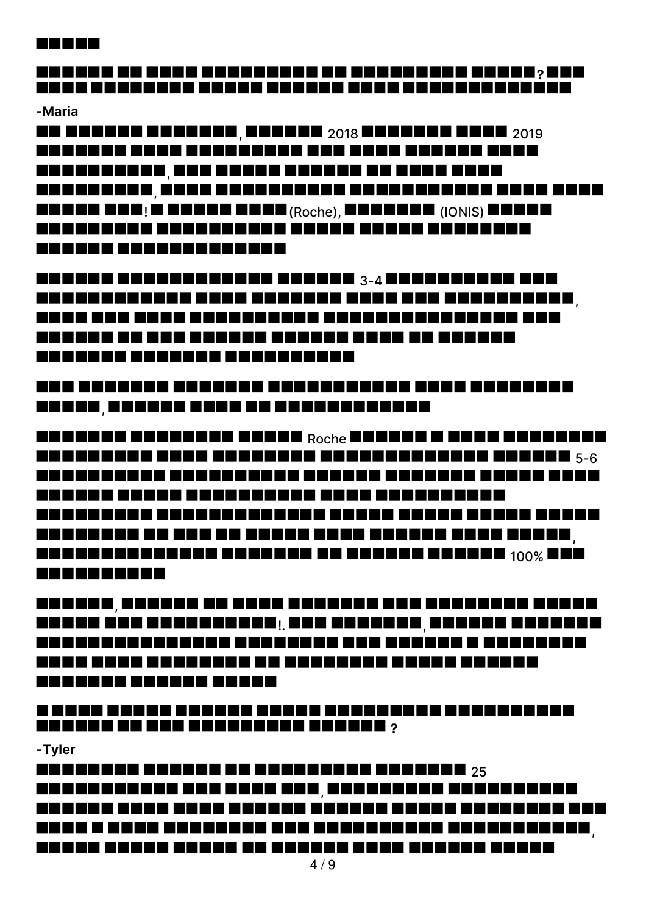**?**

**-Maria**

, 2018 2019

,

,

! (Roche), (IONIS)

3-4

,

,

Roche 5-6

,

100%

,

!. ,

**?**

**-Tyler**

25

,

,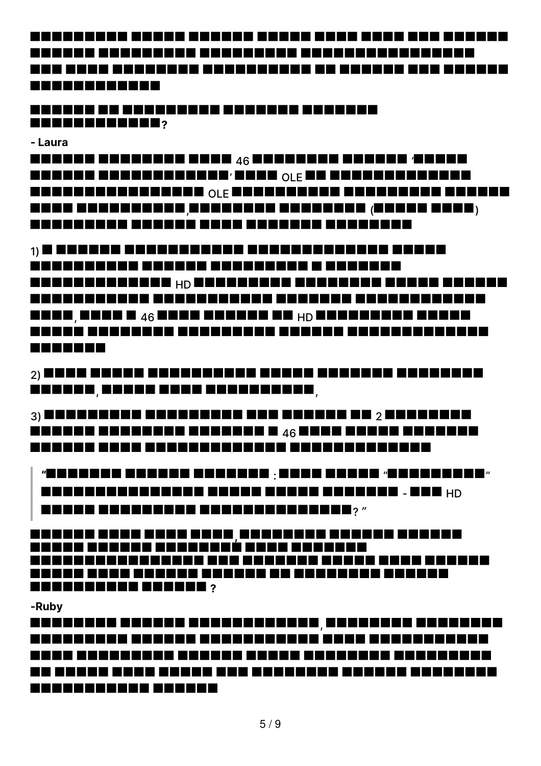██████████ ██████ ██████ ██████ █████ █████ ███ ███████
██████ ██████████ ██████████ █████████████████
███ █████ █████████ ███████████ ██ ██████ ███ ██████
█████████████

**██████ ██ ██████████ ████████ ████████ █████████████?**

**- Laura**

**██████ █████████ ████ 46 █████████ ██████ '█████ ██████ █████████████' ████ OLE ██ ██████████████ █████████████████ OLE ███████████ ██████████ ██████ ████ ████████████, █████████ █████████ (█████ ████) ██████████ ██████ ████ ████████ █████████**

1) **█ ██████ ████████████ ██████████████ █████ ███████████ ███████ ██████████ █ ███████ ██████████████ HD ██████████ █████████ █████ ██████ ████████████ ████████████ ████████ ██████████████ ████, ████ █ 46 ████ ██████ ██ HD ██████████ █████ █████ █████████ ██████████ ███████ ██████████████ ███████**

2) **████ █████ ████████████ █████ ████████ █████████ ██████, █████ ████ ███████████,**

3) **██████████ ██████████ ███ ██████ ██ 2 █████████ ██████ █████████ ████████ █ 46 ████ █████ ███████ ██████ ████ ██████████████ ███████████████**

> **"███████ ██████ ████████ : ████ █████ "██████████" ████████████████ █████ █████ ████████ - ███ HD █████ ██████████ ████████████████? "**

**██████ ████ ████ ████, █████████ ██████ ██████ █████ ██████ █████████ ████ ███████ █████████████████ ███ ████████ █████ ████ ██████ █████ ████ ██████ ██████ ██ █████████ ██████ ███████████ ██████ ?**

**-Ruby**

**█████████ ██████ █████████████, █████████ █████████ ██████████ ██████ ████████████ ████ ████████████ ████ ██████████ ██████ █████ █████████ ██████████ ██ █████ ████ █████ ███ █████████ ██████ █████████ ████████████ ██████**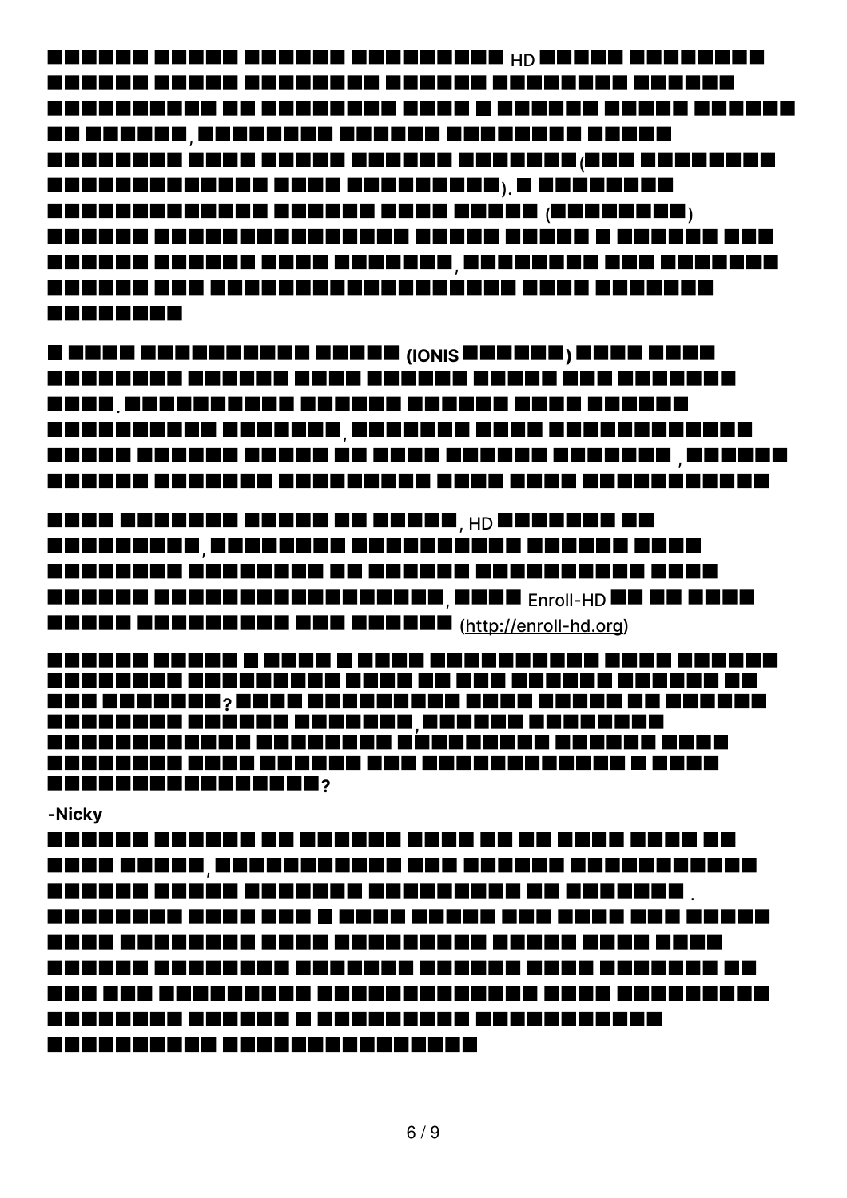HD

(IONIS )

HD, Enroll-HD (http://enroll-hd.org)

? ?

**-Nicky**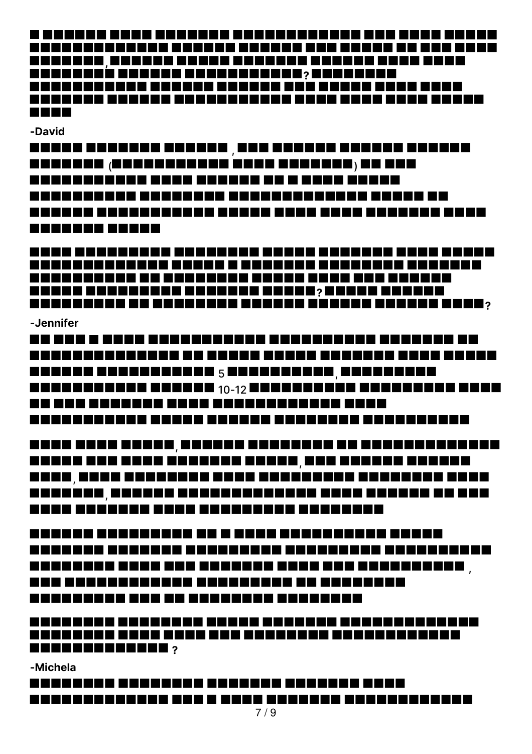-David

-Jennifer

5, 10-12

-Michela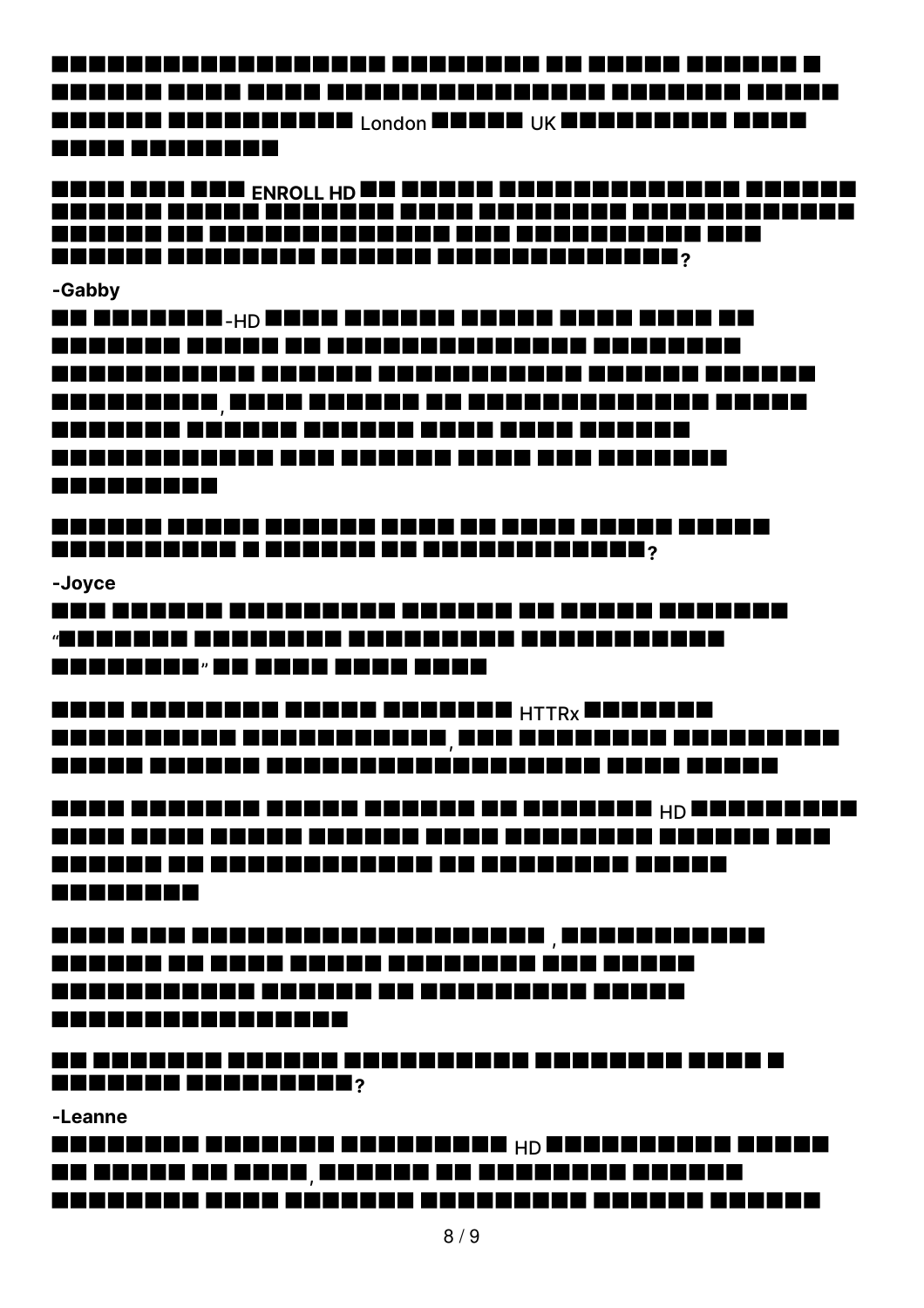London UK

**ENROLL HD ?**

**-Gabby**

-HD

,

**?**

**-Joyce**

“ ”

HTTRx

,

HD

,

**?**

**-Leanne**

HD

,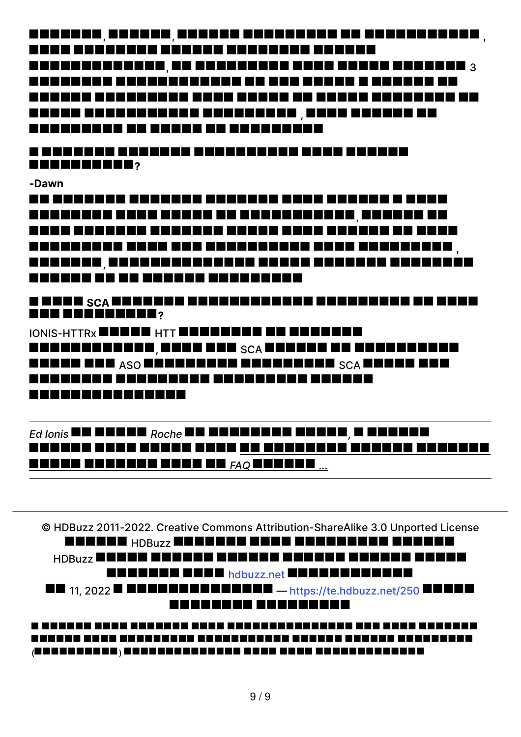-Dawn

IONIS-HTTRx HTT SCA ASO SCA

*Ed Ionis* *Roche* *FAQ*

© HDBuzz 2011-2022. Creative Commons Attribution-ShareAlike 3.0 Unported License

HDBuzz

HDBuzz

hdbuzz.net

11, 2022 — https://te.hdbuzz.net/250